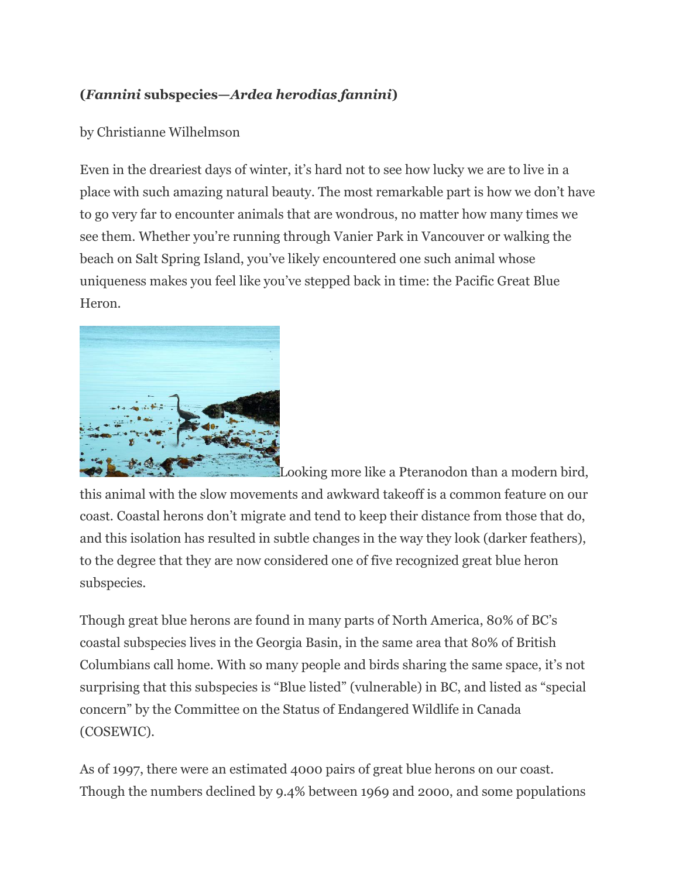**(*Fannini* subspecies—*Ardea herodias fannini*)**

by Christianne Wilhelmson

Even in the dreariest days of winter, it's hard not to see how lucky we are to live in a place with such amazing natural beauty. The most remarkable part is how we don't have to go very far to encounter animals that are wondrous, no matter how many times we see them. Whether you're running through Vanier Park in Vancouver or walking the beach on Salt Spring Island, you've likely encountered one such animal whose uniqueness makes you feel like you've stepped back in time: the Pacific Great Blue Heron.

Looking more like a Pteranodon than a modern bird, this animal with the slow movements and awkward takeoff is a common feature on our coast. Coastal herons don't migrate and tend to keep their distance from those that do, and this isolation has resulted in subtle changes in the way they look (darker feathers), to the degree that they are now considered one of five recognized great blue heron subspecies.

Though great blue herons are found in many parts of North America, 80% of BC's coastal subspecies lives in the Georgia Basin, in the same area that 80% of British Columbians call home. With so many people and birds sharing the same space, it's not surprising that this subspecies is "Blue listed" (vulnerable) in BC, and listed as "special concern" by the Committee on the Status of Endangered Wildlife in Canada (COSEWIC).

As of 1997, there were an estimated 4000 pairs of great blue herons on our coast. Though the numbers declined by 9.4% between 1969 and 2000, and some populations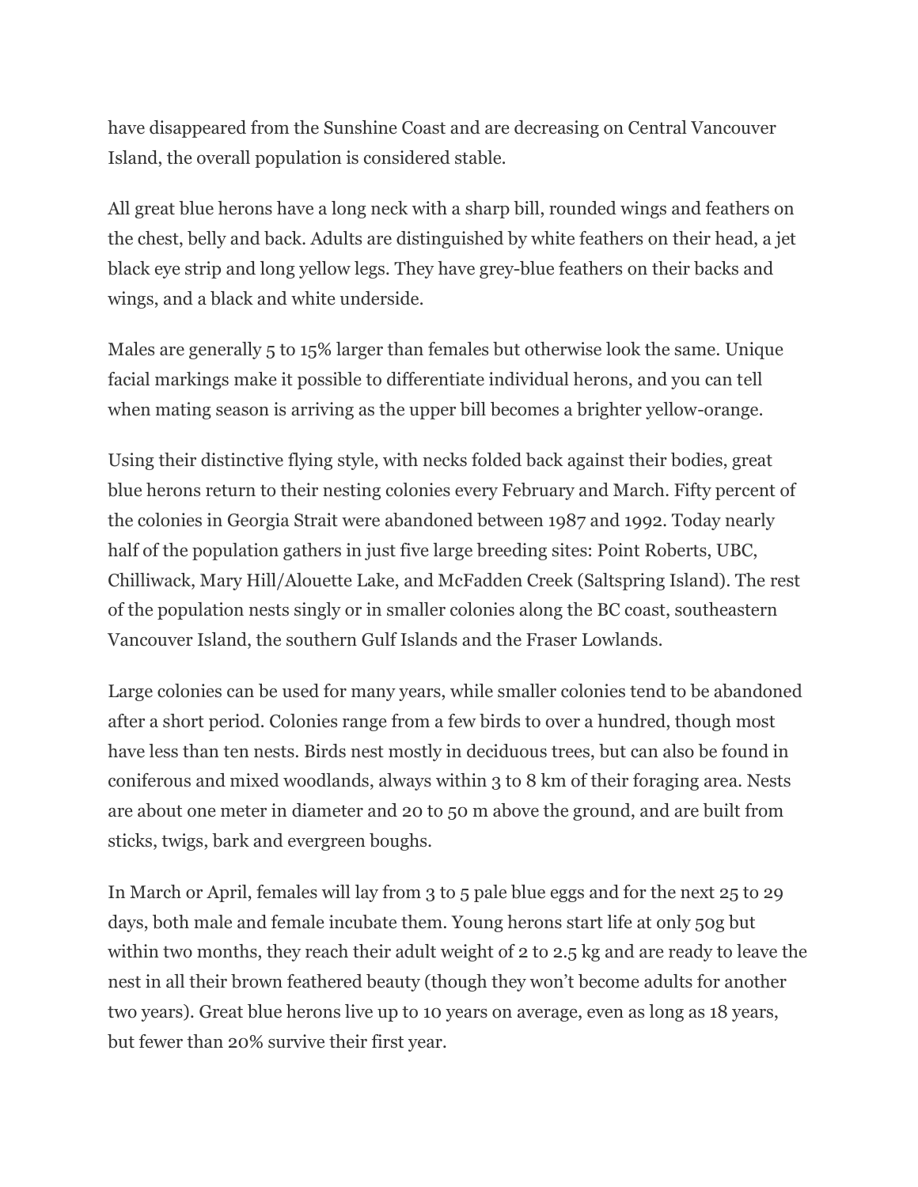have disappeared from the Sunshine Coast and are decreasing on Central Vancouver Island, the overall population is considered stable.

All great blue herons have a long neck with a sharp bill, rounded wings and feathers on the chest, belly and back. Adults are distinguished by white feathers on their head, a jet black eye strip and long yellow legs. They have grey-blue feathers on their backs and wings, and a black and white underside.

Males are generally 5 to 15% larger than females but otherwise look the same. Unique facial markings make it possible to differentiate individual herons, and you can tell when mating season is arriving as the upper bill becomes a brighter yellow-orange.

Using their distinctive flying style, with necks folded back against their bodies, great blue herons return to their nesting colonies every February and March. Fifty percent of the colonies in Georgia Strait were abandoned between 1987 and 1992. Today nearly half of the population gathers in just five large breeding sites: Point Roberts, UBC, Chilliwack, Mary Hill/Alouette Lake, and McFadden Creek (Saltspring Island). The rest of the population nests singly or in smaller colonies along the BC coast, southeastern Vancouver Island, the southern Gulf Islands and the Fraser Lowlands.

Large colonies can be used for many years, while smaller colonies tend to be abandoned after a short period. Colonies range from a few birds to over a hundred, though most have less than ten nests. Birds nest mostly in deciduous trees, but can also be found in coniferous and mixed woodlands, always within 3 to 8 km of their foraging area. Nests are about one meter in diameter and 20 to 50 m above the ground, and are built from sticks, twigs, bark and evergreen boughs.

In March or April, females will lay from 3 to 5 pale blue eggs and for the next 25 to 29 days, both male and female incubate them. Young herons start life at only 50g but within two months, they reach their adult weight of 2 to 2.5 kg and are ready to leave the nest in all their brown feathered beauty (though they won't become adults for another two years). Great blue herons live up to 10 years on average, even as long as 18 years, but fewer than 20% survive their first year.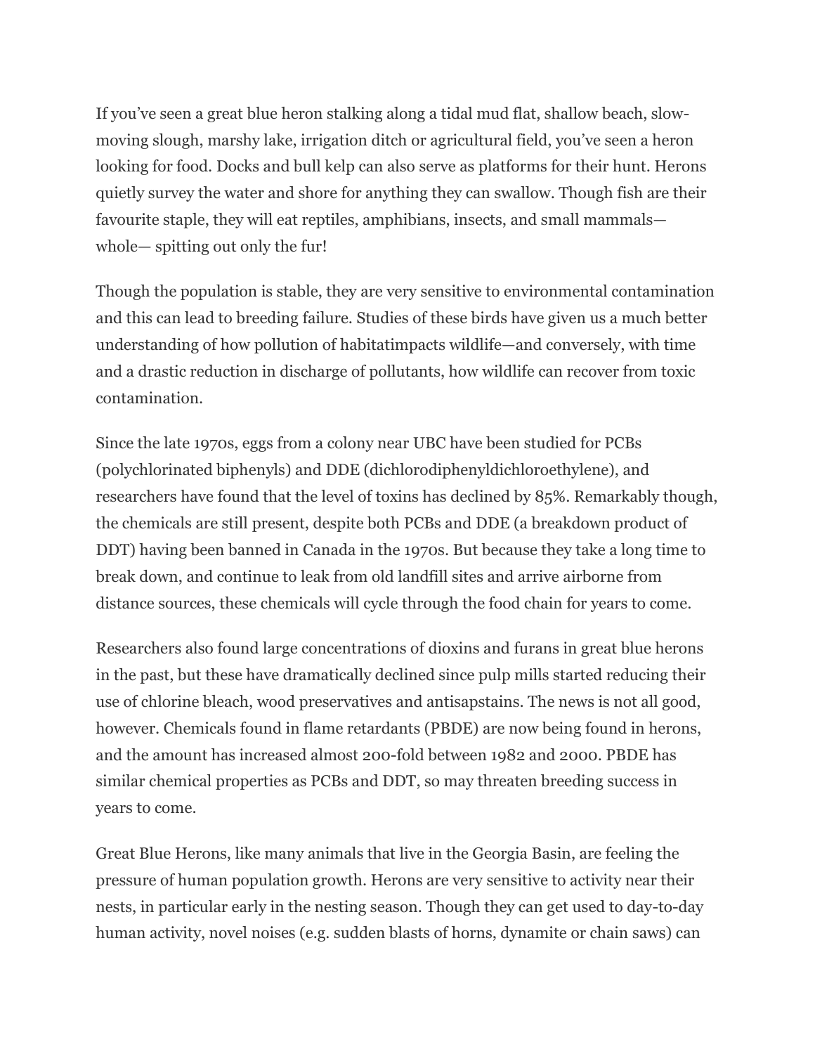If you've seen a great blue heron stalking along a tidal mud flat, shallow beach, slow-moving slough, marshy lake, irrigation ditch or agricultural field, you've seen a heron looking for food. Docks and bull kelp can also serve as platforms for their hunt. Herons quietly survey the water and shore for anything they can swallow. Though fish are their favourite staple, they will eat reptiles, amphibians, insects, and small mammals—whole— spitting out only the fur!

Though the population is stable, they are very sensitive to environmental contamination and this can lead to breeding failure. Studies of these birds have given us a much better understanding of how pollution of habitatimpacts wildlife—and conversely, with time and a drastic reduction in discharge of pollutants, how wildlife can recover from toxic contamination.

Since the late 1970s, eggs from a colony near UBC have been studied for PCBs (polychlorinated biphenyls) and DDE (dichlorodiphenyldichloroethylene), and researchers have found that the level of toxins has declined by 85%. Remarkably though, the chemicals are still present, despite both PCBs and DDE (a breakdown product of DDT) having been banned in Canada in the 1970s. But because they take a long time to break down, and continue to leak from old landfill sites and arrive airborne from distance sources, these chemicals will cycle through the food chain for years to come.

Researchers also found large concentrations of dioxins and furans in great blue herons in the past, but these have dramatically declined since pulp mills started reducing their use of chlorine bleach, wood preservatives and antisapstains. The news is not all good, however. Chemicals found in flame retardants (PBDE) are now being found in herons, and the amount has increased almost 200-fold between 1982 and 2000. PBDE has similar chemical properties as PCBs and DDT, so may threaten breeding success in years to come.

Great Blue Herons, like many animals that live in the Georgia Basin, are feeling the pressure of human population growth. Herons are very sensitive to activity near their nests, in particular early in the nesting season. Though they can get used to day-to-day human activity, novel noises (e.g. sudden blasts of horns, dynamite or chain saws) can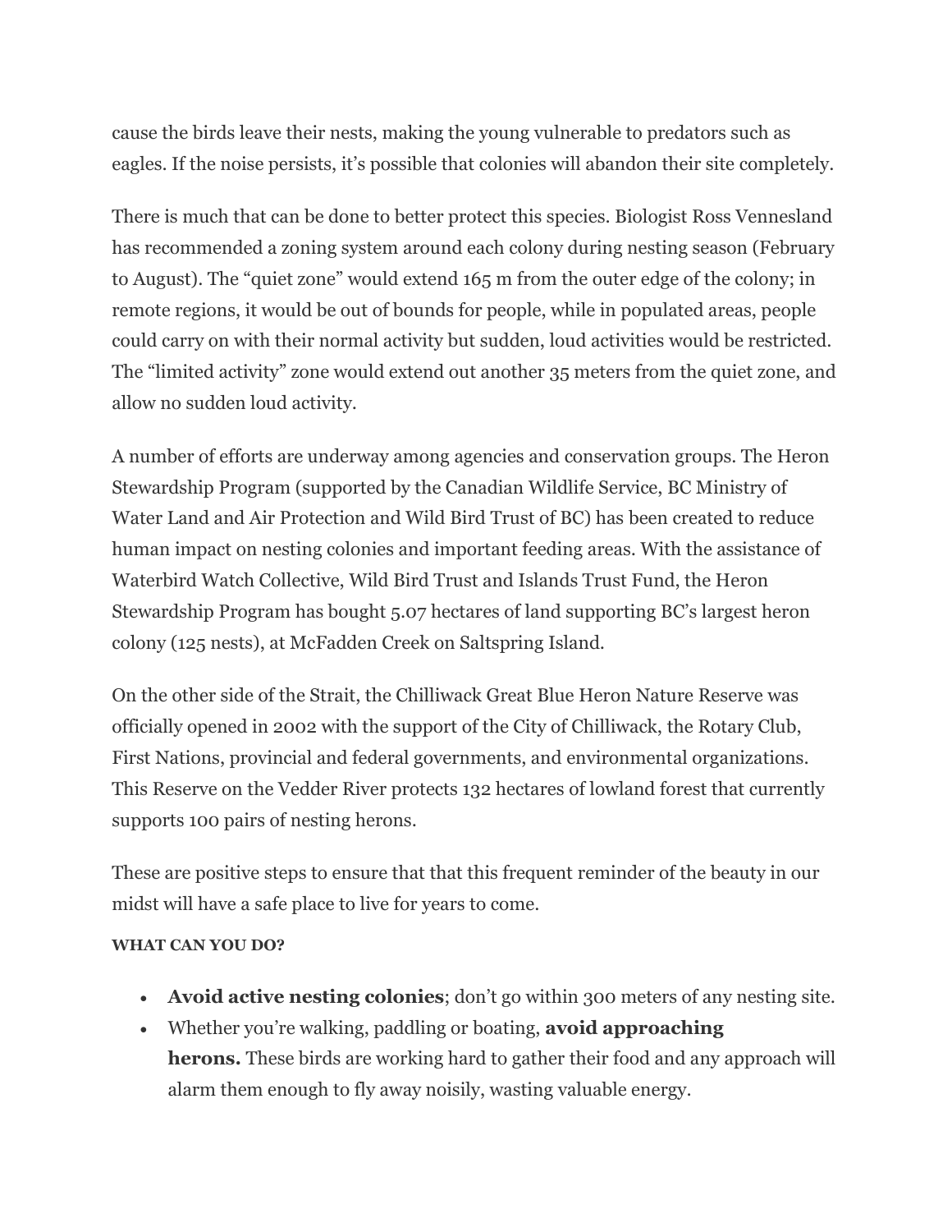cause the birds leave their nests, making the young vulnerable to predators such as eagles. If the noise persists, it's possible that colonies will abandon their site completely.

There is much that can be done to better protect this species. Biologist Ross Vennesland has recommended a zoning system around each colony during nesting season (February to August). The "quiet zone" would extend 165 m from the outer edge of the colony; in remote regions, it would be out of bounds for people, while in populated areas, people could carry on with their normal activity but sudden, loud activities would be restricted. The "limited activity" zone would extend out another 35 meters from the quiet zone, and allow no sudden loud activity.

A number of efforts are underway among agencies and conservation groups. The Heron Stewardship Program (supported by the Canadian Wildlife Service, BC Ministry of Water Land and Air Protection and Wild Bird Trust of BC) has been created to reduce human impact on nesting colonies and important feeding areas. With the assistance of Waterbird Watch Collective, Wild Bird Trust and Islands Trust Fund, the Heron Stewardship Program has bought 5.07 hectares of land supporting BC's largest heron colony (125 nests), at McFadden Creek on Saltspring Island.

On the other side of the Strait, the Chilliwack Great Blue Heron Nature Reserve was officially opened in 2002 with the support of the City of Chilliwack, the Rotary Club, First Nations, provincial and federal governments, and environmental organizations. This Reserve on the Vedder River protects 132 hectares of lowland forest that currently supports 100 pairs of nesting herons.

These are positive steps to ensure that that this frequent reminder of the beauty in our midst will have a safe place to live for years to come.

#### WHAT CAN YOU DO?

- **Avoid active nesting colonies**; don't go within 300 meters of any nesting site.
- Whether you're walking, paddling or boating, **avoid approaching herons.** These birds are working hard to gather their food and any approach will alarm them enough to fly away noisily, wasting valuable energy.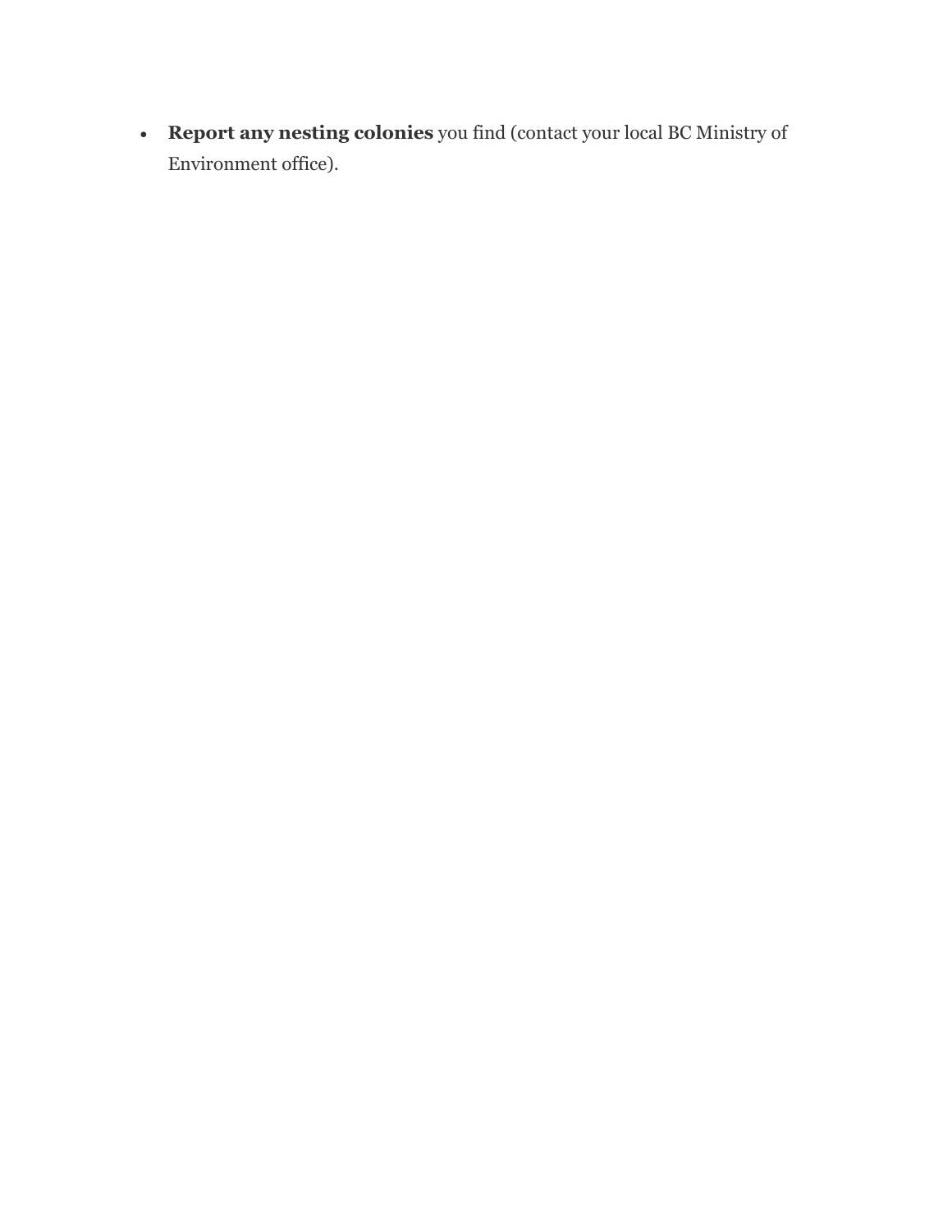- **Report any nesting colonies** you find (contact your local BC Ministry of Environment office).